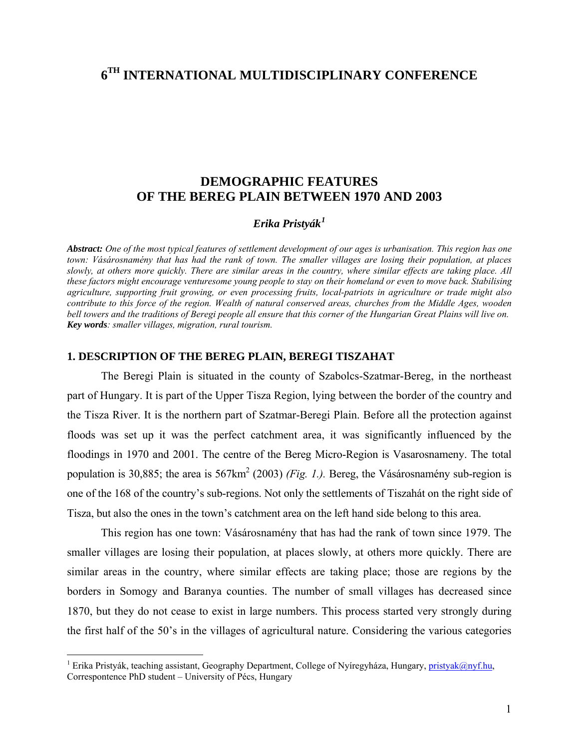# 6TH INTERNATIONAL MULTIDISCIPLINARY CONFERENCE

## DEMOGRAPHIC FEATURES OF THE BEREG PLAIN BETWEEN 1970 AND 2003

***Erika Pristyák*[1]**

***Abstract:*** *One of the most typical features of settlement development of our ages is urbanisation. This region has one town: Vásárosnamény that has had the rank of town. The smaller villages are losing their population, at places slowly, at others more quickly. There are similar areas in the country, where similar effects are taking place. All these factors might encourage venturesome young people to stay on their homeland or even to move back. Stabilising agriculture, supporting fruit growing, or even processing fruits, local-patriots in agriculture or trade might also contribute to this force of the region. Wealth of natural conserved areas, churches from the Middle Ages, wooden bell towers and the traditions of Beregi people all ensure that this corner of the Hungarian Great Plains will live on.*
***Key words****: smaller villages, migration, rural tourism.*

### 1. DESCRIPTION OF THE BEREG PLAIN, BEREGI TISZAHAT

The Beregi Plain is situated in the county of Szabolcs-Szatmar-Bereg, in the northeast part of Hungary. It is part of the Upper Tisza Region, lying between the border of the country and the Tisza River. It is the northern part of Szatmar-Beregi Plain. Before all the protection against floods was set up it was the perfect catchment area, it was significantly influenced by the floodings in 1970 and 2001. The centre of the Bereg Micro-Region is Vasarosnameny. The total population is 30,885; the area is 567km$^2$ (2003) *(Fig. 1.).* Bereg, the Vásárosnamény sub-region is one of the 168 of the country's sub-regions. Not only the settlements of Tiszahát on the right side of Tisza, but also the ones in the town's catchment area on the left hand side belong to this area.

This region has one town: Vásárosnamény that has had the rank of town since 1979. The smaller villages are losing their population, at places slowly, at others more quickly. There are similar areas in the country, where similar effects are taking place; those are regions by the borders in Somogy and Baranya counties. The number of small villages has decreased since 1870, but they do not cease to exist in large numbers. This process started very strongly during the first half of the 50's in the villages of agricultural nature. Considering the various categories

---

[1] Erika Pristyák, teaching assistant, Geography Department, College of Nyíregyháza, Hungary, pristyak@nyf.hu, Correspontence PhD student – University of Pécs, Hungary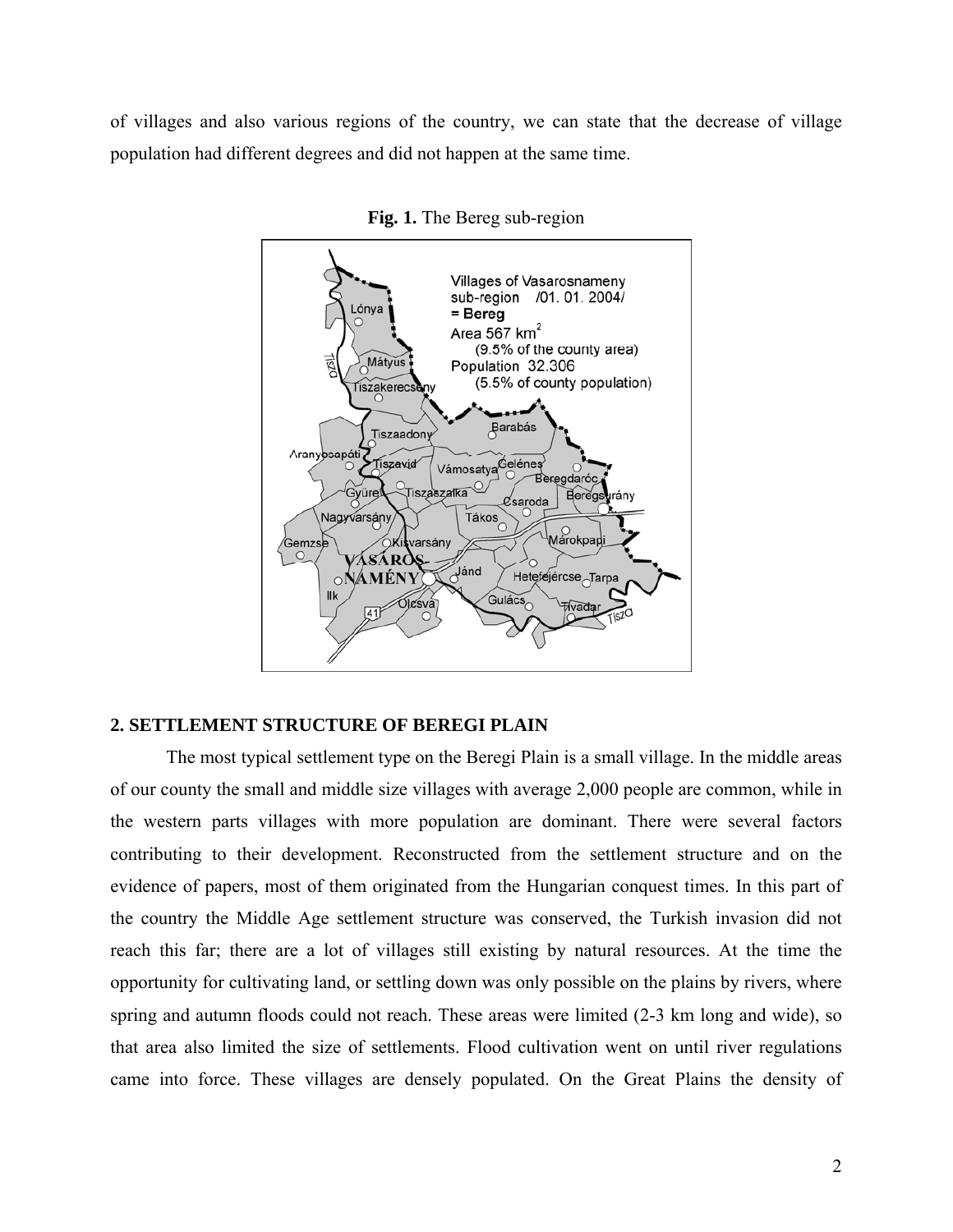of villages and also various regions of the country, we can state that the decrease of village population had different degrees and did not happen at the same time.

**Fig. 1.** The Bereg sub-region

## 2. SETTLEMENT STRUCTURE OF BEREGI PLAIN

The most typical settlement type on the Beregi Plain is a small village. In the middle areas of our county the small and middle size villages with average 2,000 people are common, while in the western parts villages with more population are dominant. There were several factors contributing to their development. Reconstructed from the settlement structure and on the evidence of papers, most of them originated from the Hungarian conquest times. In this part of the country the Middle Age settlement structure was conserved, the Turkish invasion did not reach this far; there are a lot of villages still existing by natural resources. At the time the opportunity for cultivating land, or settling down was only possible on the plains by rivers, where spring and autumn floods could not reach. These areas were limited (2-3 km long and wide), so that area also limited the size of settlements. Flood cultivation went on until river regulations came into force. These villages are densely populated. On the Great Plains the density of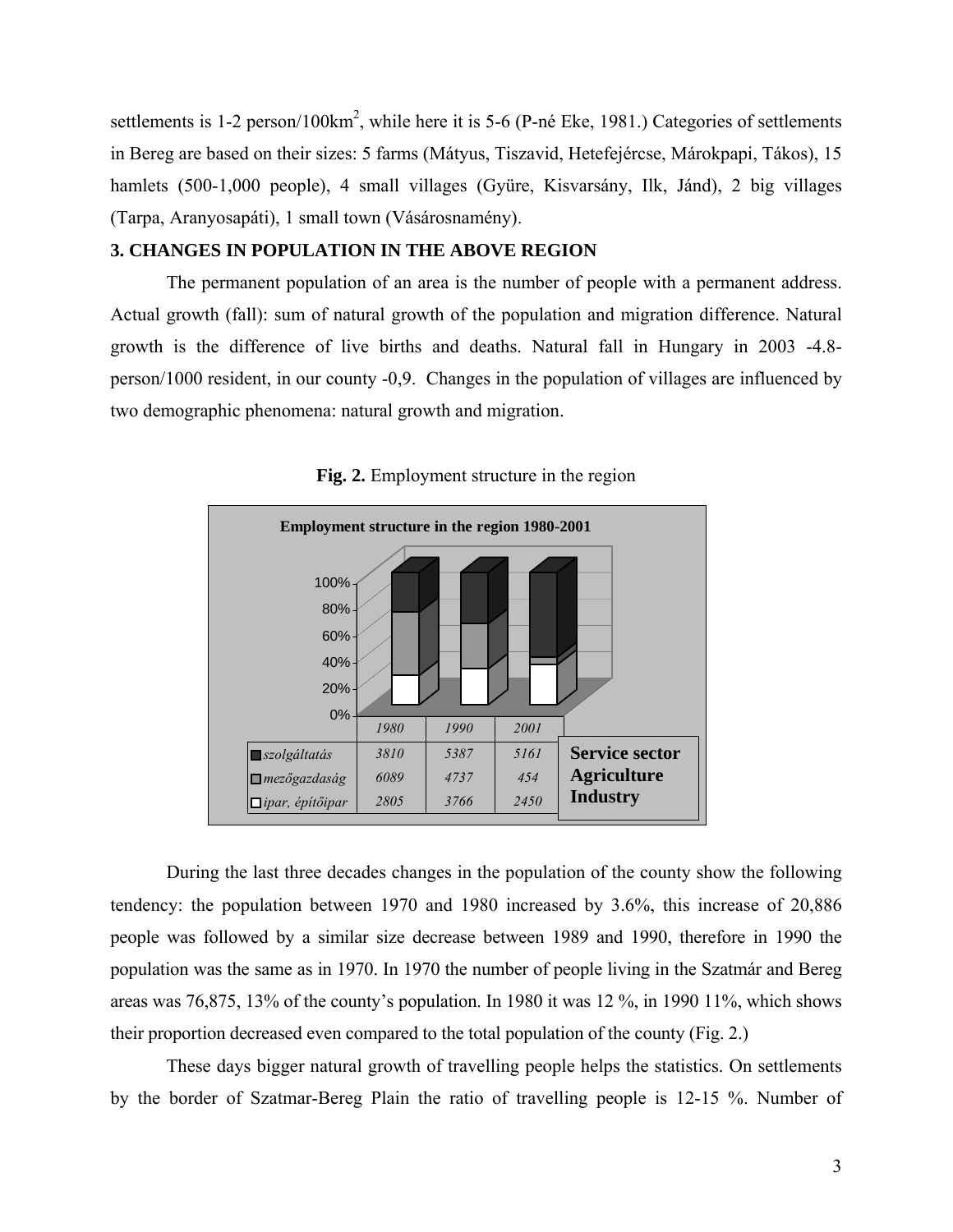settlements is 1-2 person/100km$^2$, while here it is 5-6 (P-né Eke, 1981.) Categories of settlements in Bereg are based on their sizes: 5 farms (Mátyus, Tiszavid, Hetefejércse, Márokpapi, Tákos), 15 hamlets (500-1,000 people), 4 small villages (Gyüre, Kisvarsány, Ilk, Jánd), 2 big villages (Tarpa, Aranyosapáti), 1 small town (Vásárosnamény).

### 3. CHANGES IN POPULATION IN THE ABOVE REGION

The permanent population of an area is the number of people with a permanent address. Actual growth (fall): sum of natural growth of the population and migration difference. Natural growth is the difference of live births and deaths. Natural fall in Hungary in 2003 -4.8-person/1000 resident, in our county -0,9. Changes in the population of villages are influenced by two demographic phenomena: natural growth and migration.

**Fig. 2.** Employment structure in the region

**Employment structure in the region 1980-2001**

| | 1980 | 1990 | 2001 | |
|---|---|---|---|---|
| *szolgáltatás* | *3810* | *5387* | *5161* | **Service sector** |
| *mezőgazdaság* | *6089* | *4737* | *454* | **Agriculture** |
| *ipar, építőipar* | *2805* | *3766* | *2450* | **Industry** |

During the last three decades changes in the population of the county show the following tendency: the population between 1970 and 1980 increased by 3.6%, this increase of 20,886 people was followed by a similar size decrease between 1989 and 1990, therefore in 1990 the population was the same as in 1970. In 1970 the number of people living in the Szatmár and Bereg areas was 76,875, 13% of the county's population. In 1980 it was 12 %, in 1990 11%, which shows their proportion decreased even compared to the total population of the county (Fig. 2.)

These days bigger natural growth of travelling people helps the statistics. On settlements by the border of Szatmar-Bereg Plain the ratio of travelling people is 12-15 %. Number of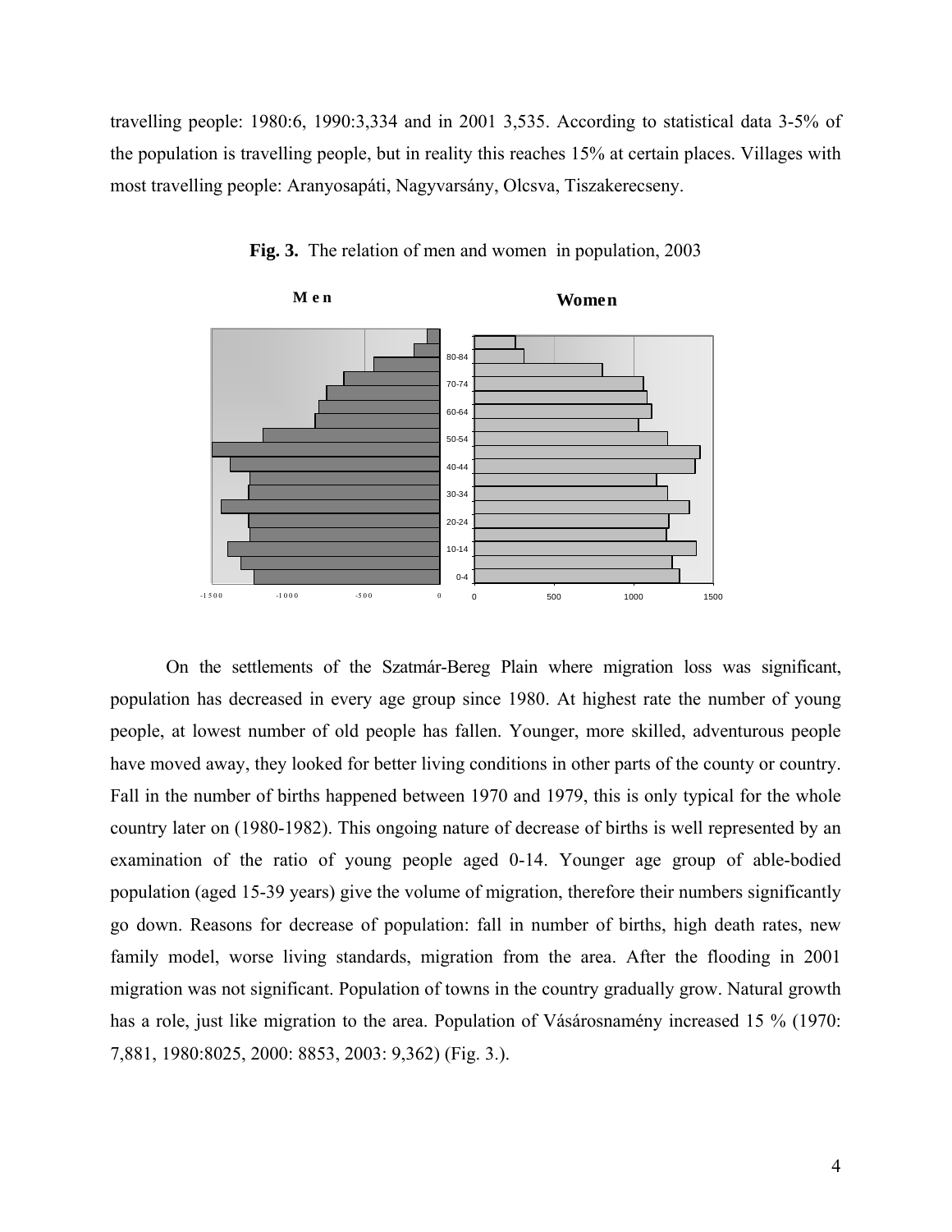travelling people: 1980:6, 1990:3,334 and in 2001 3,535. According to statistical data 3-5% of the population is travelling people, but in reality this reaches 15% at certain places. Villages with most travelling people: Aranyosapáti, Nagyvarsány, Olcsva, Tiszakerecseny.

**Fig. 3.** The relation of men and women in population, 2003

On the settlements of the Szatmár-Bereg Plain where migration loss was significant, population has decreased in every age group since 1980. At highest rate the number of young people, at lowest number of old people has fallen. Younger, more skilled, adventurous people have moved away, they looked for better living conditions in other parts of the county or country. Fall in the number of births happened between 1970 and 1979, this is only typical for the whole country later on (1980-1982). This ongoing nature of decrease of births is well represented by an examination of the ratio of young people aged 0-14. Younger age group of able-bodied population (aged 15-39 years) give the volume of migration, therefore their numbers significantly go down. Reasons for decrease of population: fall in number of births, high death rates, new family model, worse living standards, migration from the area. After the flooding in 2001 migration was not significant. Population of towns in the country gradually grow. Natural growth has a role, just like migration to the area. Population of Vásárosnamény increased 15 % (1970: 7,881, 1980:8025, 2000: 8853, 2003: 9,362) (Fig. 3.).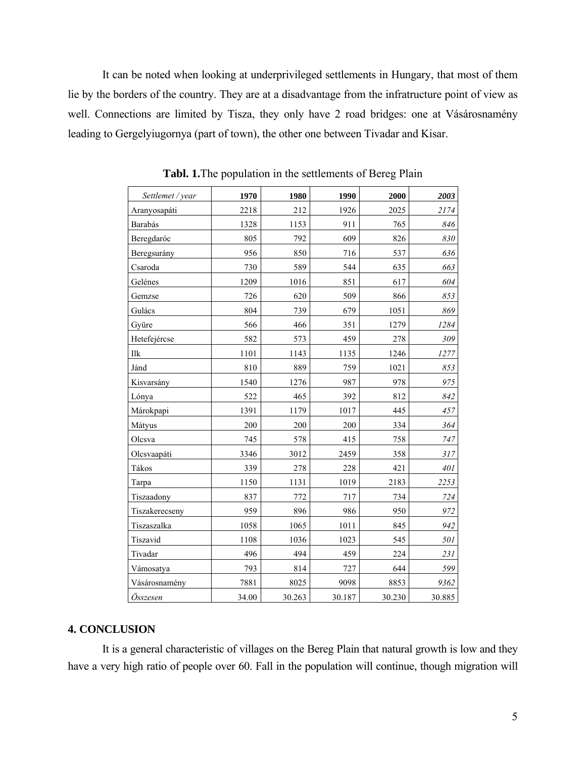It can be noted when looking at underprivileged settlements in Hungary, that most of them lie by the borders of the country. They are at a disadvantage from the infratructure point of view as well. Connections are limited by Tisza, they only have 2 road bridges: one at Vásárosnamény leading to Gergelyiugornya (part of town), the other one between Tivadar and Kisar.

**Tabl. 1.**The population in the settlements of Bereg Plain

| *Settlemet / year* | **1970** | **1980** | **1990** | **2000** | ***2003*** |
|---|---|---|---|---|---|
| Aranyosapáti | 2218 | 212 | 1926 | 2025 | *2174* |
| Barabás | 1328 | 1153 | 911 | 765 | *846* |
| Beregdaróc | 805 | 792 | 609 | 826 | *830* |
| Beregsurány | 956 | 850 | 716 | 537 | *636* |
| Csaroda | 730 | 589 | 544 | 635 | *663* |
| Gelénes | 1209 | 1016 | 851 | 617 | *604* |
| Gemzse | 726 | 620 | 509 | 866 | *853* |
| Gulács | 804 | 739 | 679 | 1051 | *869* |
| Gyüre | 566 | 466 | 351 | 1279 | *1284* |
| Hetefejércse | 582 | 573 | 459 | 278 | *309* |
| Ilk | 1101 | 1143 | 1135 | 1246 | *1277* |
| Jánd | 810 | 889 | 759 | 1021 | *853* |
| Kisvarsány | 1540 | 1276 | 987 | 978 | *975* |
| Lónya | 522 | 465 | 392 | 812 | *842* |
| Márokpapi | 1391 | 1179 | 1017 | 445 | *457* |
| Mátyus | 200 | 200 | 200 | 334 | *364* |
| Olcsva | 745 | 578 | 415 | 758 | *747* |
| Olcsvaapáti | 3346 | 3012 | 2459 | 358 | *317* |
| Tákos | 339 | 278 | 228 | 421 | *401* |
| Tarpa | 1150 | 1131 | 1019 | 2183 | *2253* |
| Tiszaadony | 837 | 772 | 717 | 734 | *724* |
| Tiszakerecseny | 959 | 896 | 986 | 950 | *972* |
| Tiszaszalka | 1058 | 1065 | 1011 | 845 | *942* |
| Tiszavid | 1108 | 1036 | 1023 | 545 | *501* |
| Tivadar | 496 | 494 | 459 | 224 | *231* |
| Vámosatya | 793 | 814 | 727 | 644 | *599* |
| Vásárosnamény | 7881 | 8025 | 9098 | 8853 | *9362* |
| *Összesen* | 34.00 | 30.263 | 30.187 | 30.230 | 30.885 |

## 4. CONCLUSION

It is a general characteristic of villages on the Bereg Plain that natural growth is low and they have a very high ratio of people over 60. Fall in the population will continue, though migration will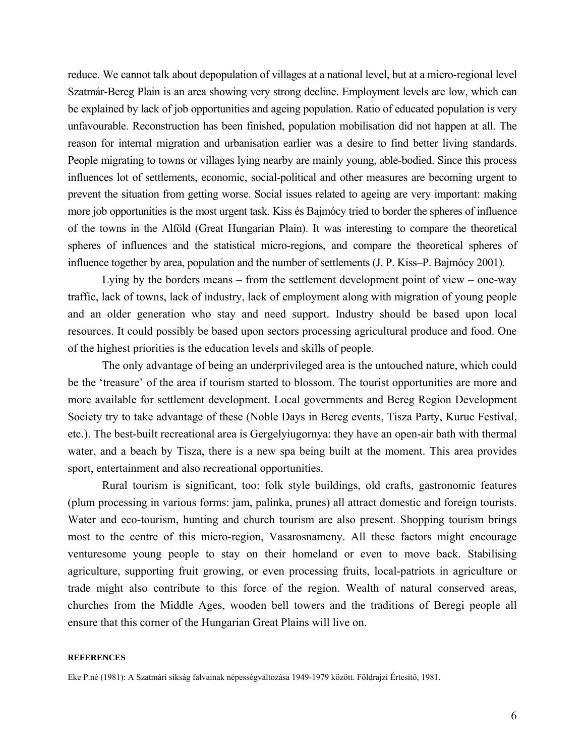reduce. We cannot talk about depopulation of villages at a national level, but at a micro-regional level Szatmár-Bereg Plain is an area showing very strong decline. Employment levels are low, which can be explained by lack of job opportunities and ageing population. Ratio of educated population is very unfavourable. Reconstruction has been finished, population mobilisation did not happen at all. The reason for internal migration and urbanisation earlier was a desire to find better living standards. People migrating to towns or villages lying nearby are mainly young, able-bodied. Since this process influences lot of settlements, economic, social-political and other measures are becoming urgent to prevent the situation from getting worse. Social issues related to ageing are very important: making more job opportunities is the most urgent task. Kiss és Bajmócy tried to border the spheres of influence of the towns in the Alföld (Great Hungarian Plain). It was interesting to compare the theoretical spheres of influences and the statistical micro-regions, and compare the theoretical spheres of influence together by area, population and the number of settlements (J. P. Kiss–P. Bajmócy 2001).

Lying by the borders means – from the settlement development point of view – one-way traffic, lack of towns, lack of industry, lack of employment along with migration of young people and an older generation who stay and need support. Industry should be based upon local resources. It could possibly be based upon sectors processing agricultural produce and food. One of the highest priorities is the education levels and skills of people.

The only advantage of being an underprivileged area is the untouched nature, which could be the 'treasure' of the area if tourism started to blossom. The tourist opportunities are more and more available for settlement development. Local governments and Bereg Region Development Society try to take advantage of these (Noble Days in Bereg events, Tisza Party, Kuruc Festival, etc.). The best-built recreational area is Gergelyiugornya: they have an open-air bath with thermal water, and a beach by Tisza, there is a new spa being built at the moment. This area provides sport, entertainment and also recreational opportunities.

Rural tourism is significant, too: folk style buildings, old crafts, gastronomic features (plum processing in various forms: jam, palinka, prunes) all attract domestic and foreign tourists. Water and eco-tourism, hunting and church tourism are also present. Shopping tourism brings most to the centre of this micro-region, Vasarosnameny. All these factors might encourage venturesome young people to stay on their homeland or even to move back. Stabilising agriculture, supporting fruit growing, or even processing fruits, local-patriots in agriculture or trade might also contribute to this force of the region. Wealth of natural conserved areas, churches from the Middle Ages, wooden bell towers and the traditions of Beregi people all ensure that this corner of the Hungarian Great Plains will live on.

**REFERENCES**

Eke P.né (1981): A Szatmári síkság falvainak népességváltozása 1949-1979 között. Földrajzi Értesítő, 1981.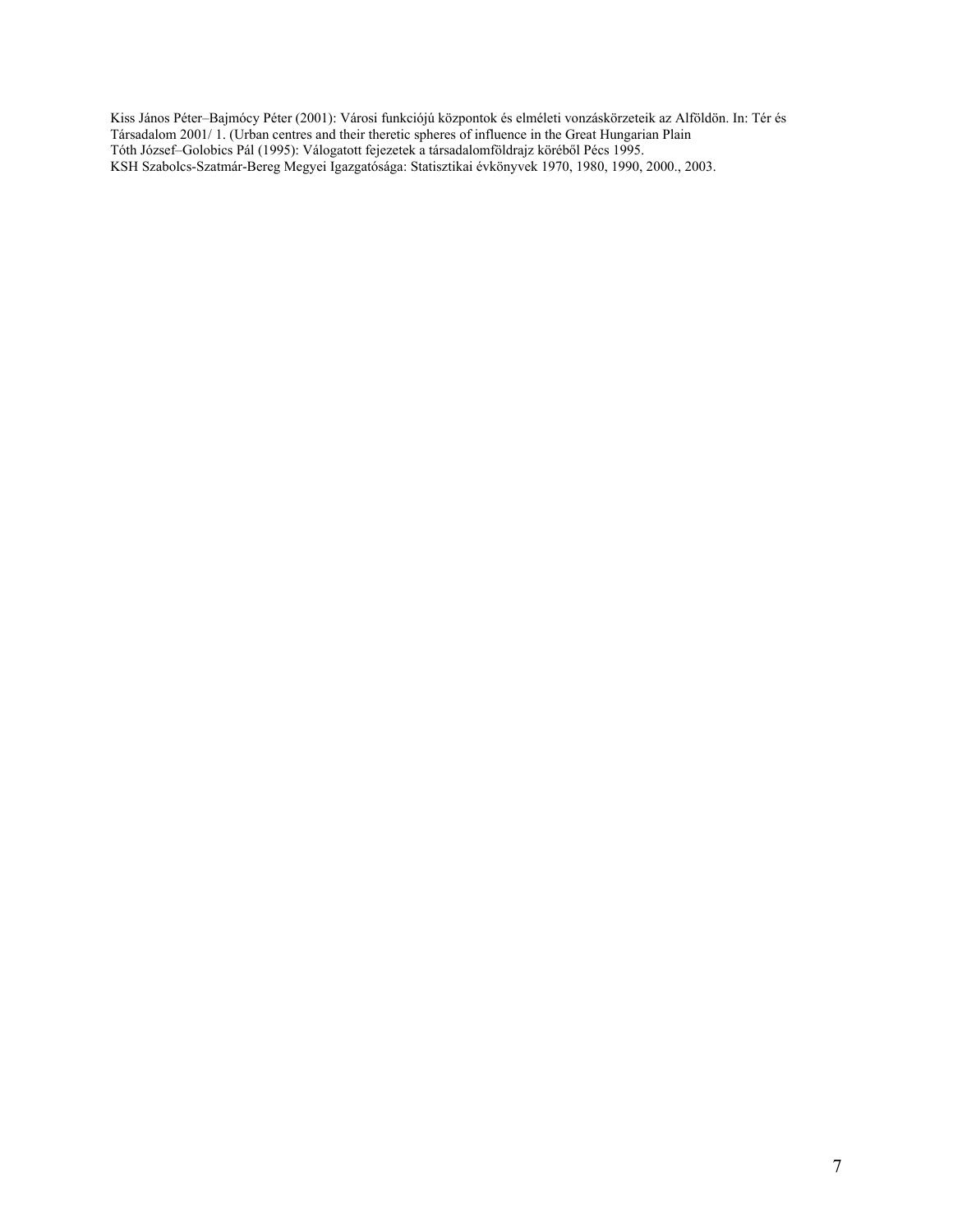Kiss János Péter–Bajmócy Péter (2001): Városi funkciójú központok és elméleti vonzáskörzeteik az Alföldön. In: Tér és Társadalom 2001/ 1. (Urban centres and their theretic spheres of influence in the Great Hungarian Plain

Tóth József–Golobics Pál (1995): Válogatott fejezetek a társadalomföldrajz köréből Pécs 1995.

KSH Szabolcs-Szatmár-Bereg Megyei Igazgatósága: Statisztikai évkönyvek 1970, 1980, 1990, 2000., 2003.